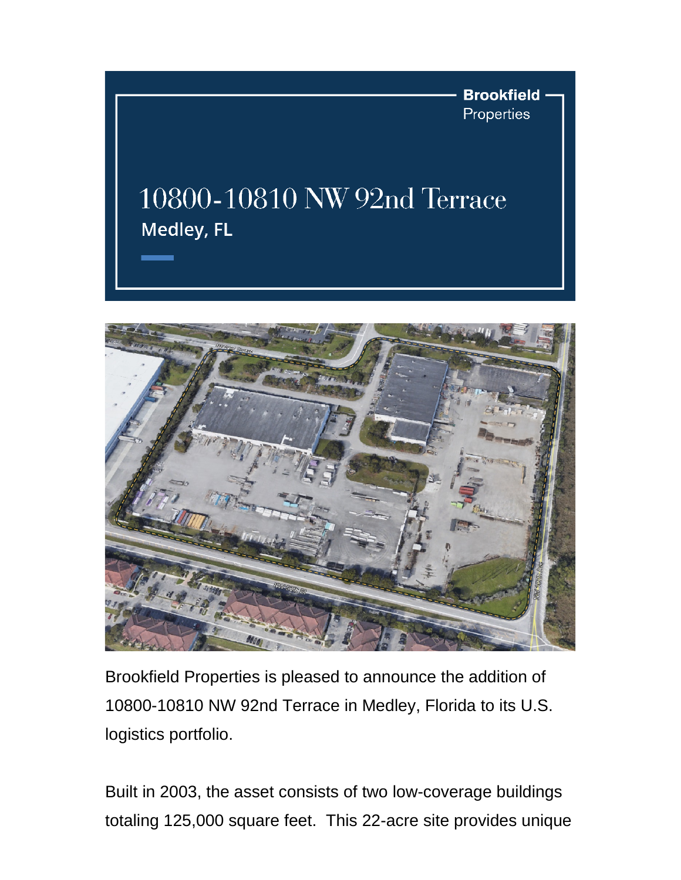Brookfield Properties

# 10800-10810 NW 92nd Terrace

**Medley, FL**

Brookfield Properties is pleased to announce the addition of 10800-10810 NW 92nd Terrace in Medley, Florida to its U.S. logistics portfolio.

Built in 2003, the asset consists of two low-coverage buildings totaling 125,000 square feet. This 22-acre site provides unique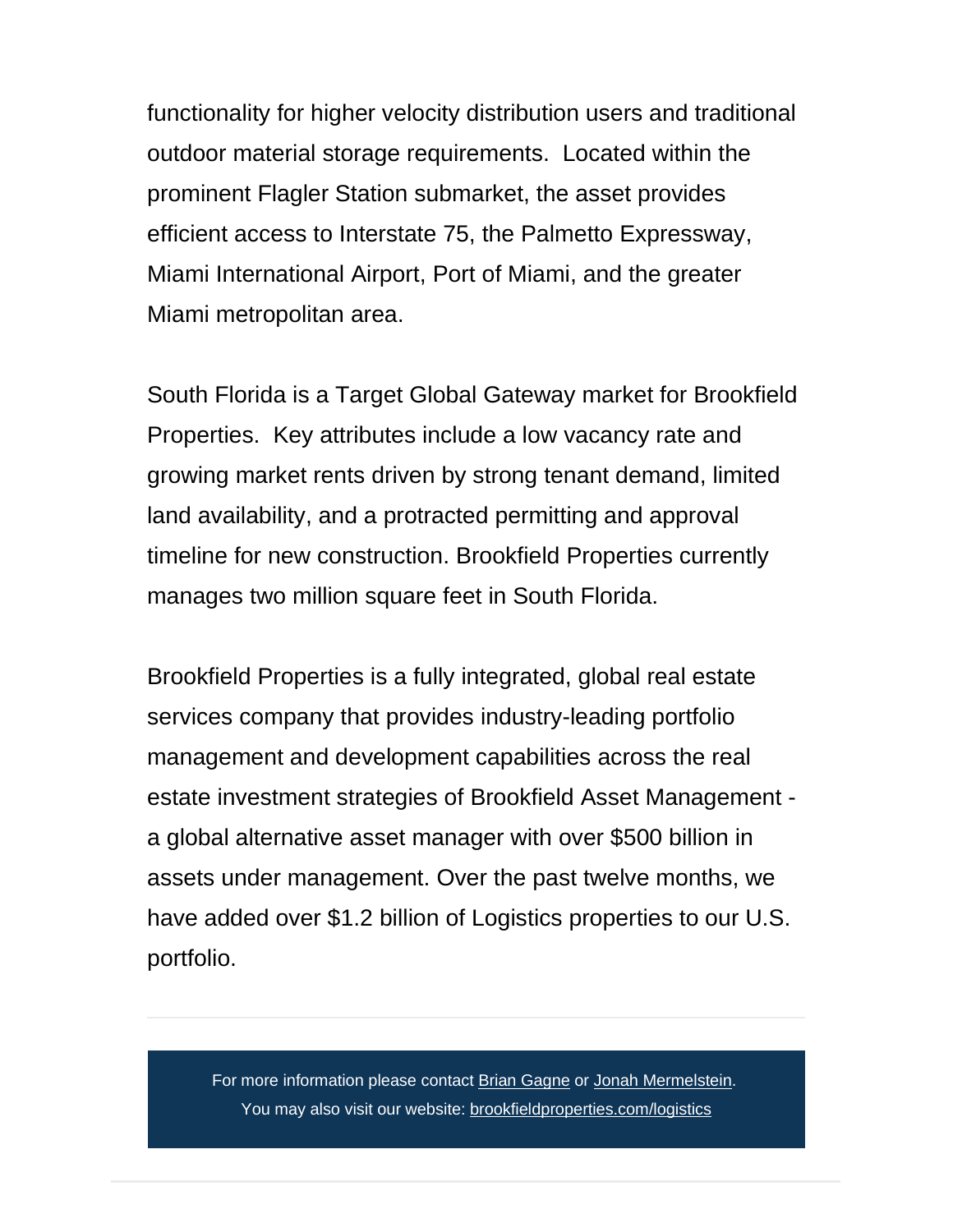functionality for higher velocity distribution users and traditional outdoor material storage requirements. Located within the prominent Flagler Station submarket, the asset provides efficient access to Interstate 75, the Palmetto Expressway, Miami International Airport, Port of Miami, and the greater Miami metropolitan area.

South Florida is a Target Global Gateway market for Brookfield Properties. Key attributes include a low vacancy rate and growing market rents driven by strong tenant demand, limited land availability, and a protracted permitting and approval timeline for new construction. Brookfield Properties currently manages two million square feet in South Florida.

Brookfield Properties is a fully integrated, global real estate services company that provides industry-leading portfolio management and development capabilities across the real estate investment strategies of Brookfield Asset Management - a global alternative asset manager with over $500 billion in assets under management. Over the past twelve months, we have added over $1.2 billion of Logistics properties to our U.S. portfolio.

---

For more information please contact Brian Gagne or Jonah Mermelstein.
You may also visit our website: brookfieldproperties.com/logistics